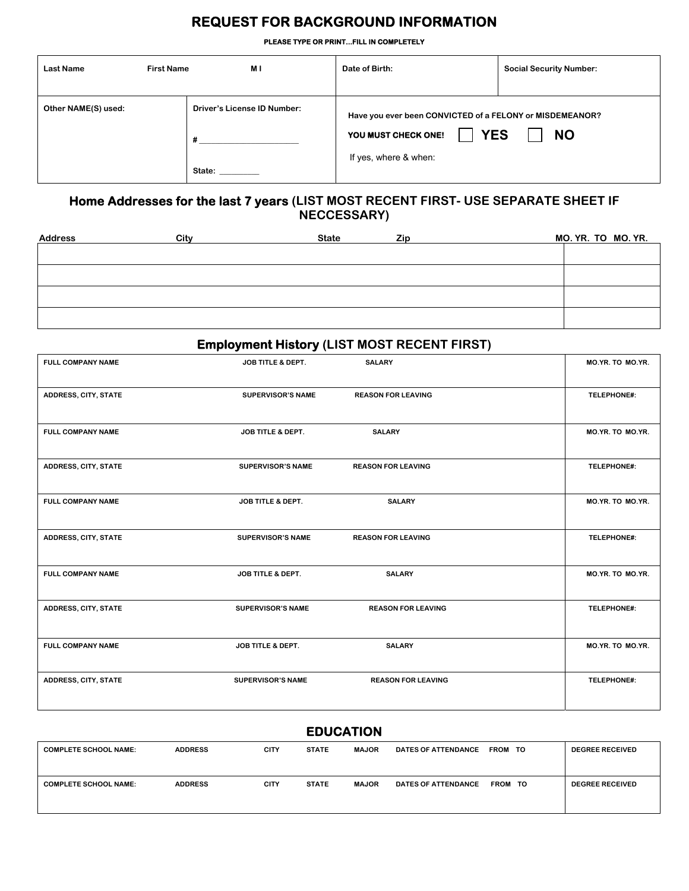# REQUEST FOR BACKGROUND INFORMATION

**PLEASE TYPE OR PRINT…FILL IN COMPLETELY**

| Last Name First Name M I | | Date of Birth: | Social Security Number: |
|---|---|---|---|
| Other NAME(S) used: | Driver's License ID Number: # ______________________ State: _________ | Have you ever been CONVICTED of a FELONY or MISDEMEANOR? YOU MUST CHECK ONE! ☐ YES ☐ NO If yes, where & when: | |

## Home Addresses for the last 7 years (LIST MOST RECENT FIRST- USE SEPARATE SHEET IF NECCESSARY)

| Address City State Zip | MO. YR. TO MO. YR. |
|---|---|
| | |
| | |
| | |
| | |

## Employment History (LIST MOST RECENT FIRST)

| FULL COMPANY NAME | JOB TITLE & DEPT. | SALARY | MO.YR. TO MO.YR. |
|---|---|---|---|
| ADDRESS, CITY, STATE | SUPERVISOR'S NAME | REASON FOR LEAVING | TELEPHONE#: |
| FULL COMPANY NAME | JOB TITLE & DEPT. | SALARY | MO.YR. TO MO.YR. |
| ADDRESS, CITY, STATE | SUPERVISOR'S NAME | REASON FOR LEAVING | TELEPHONE#: |
| FULL COMPANY NAME | JOB TITLE & DEPT. | SALARY | MO.YR. TO MO.YR. |
| ADDRESS, CITY, STATE | SUPERVISOR'S NAME | REASON FOR LEAVING | TELEPHONE#: |
| FULL COMPANY NAME | JOB TITLE & DEPT. | SALARY | MO.YR. TO MO.YR. |
| ADDRESS, CITY, STATE | SUPERVISOR'S NAME | REASON FOR LEAVING | TELEPHONE#: |
| FULL COMPANY NAME | JOB TITLE & DEPT. | SALARY | MO.YR. TO MO.YR. |
| ADDRESS, CITY, STATE | SUPERVISOR'S NAME | REASON FOR LEAVING | TELEPHONE#: |

## EDUCATION

| COMPLETE SCHOOL NAME: | ADDRESS | CITY | STATE | MAJOR | DATES OF ATTENDANCE FROM TO | DEGREE RECEIVED |
|---|---|---|---|---|---|---|
| COMPLETE SCHOOL NAME: | ADDRESS | CITY | STATE | MAJOR | DATES OF ATTENDANCE FROM TO | DEGREE RECEIVED |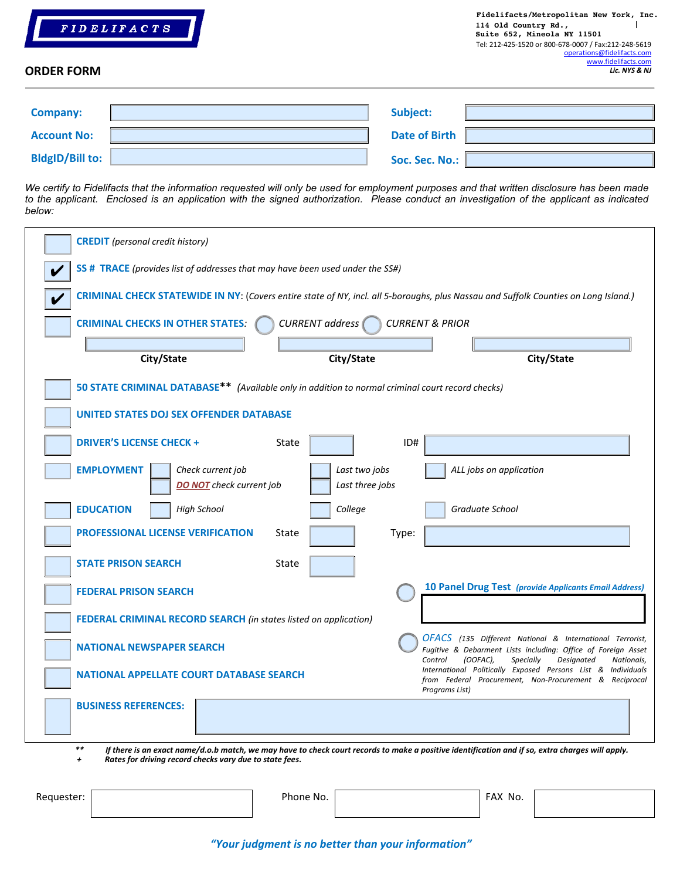**FIDELIFACTS**

Fidelifacts/Metropolitan New York, Inc.
114 Old Country Rd.,
Suite 652, Mineola NY 11501
Tel: 212-425-1520 or 800-678-0007 / Fax:212-248-5619
operations@fidelifacts.com
www.fidelifacts.com
*Lic. NYS & NJ*

## ORDER FORM

**Company:** ____________________ **Subject:** ____________________

**Account No:** ____________________ **Date of Birth** ____________________

**BldgID/Bill to:** ____________________ **Soc. Sec. No.:** ____________________

*We certify to Fidelifacts that the information requested will only be used for employment purposes and that written disclosure has been made to the applicant. Enclosed is an application with the signed authorization. Please conduct an investigation of the applicant as indicated below:*

- ☐ **CREDIT** *(personal credit history)*
- ☑ **SS # TRACE** *(provides list of addresses that may have been used under the SS#)*
- ☑ **CRIMINAL CHECK STATEWIDE IN NY**: (*Covers entire state of NY, incl. all 5-boroughs, plus Nassau and Suffolk Counties on Long Island.)*
- ☐ **CRIMINAL CHECKS IN OTHER STATES**: ○ *CURRENT address* ○ *CURRENT & PRIOR*

  City/State ____________ City/State ____________ City/State ____________

- ☐ **50 STATE CRIMINAL DATABASE**** *(Available only in addition to normal criminal court record checks)*
- ☐ **UNITED STATES DOJ SEX OFFENDER DATABASE**
- ☐ **DRIVER'S LICENSE CHECK +** State ______ ID# ______
- ☐ **EMPLOYMENT** ☐ *Check current job* ☐ *DO NOT check current job* ☐ *Last two jobs* ☐ *Last three jobs* ☐ *ALL jobs on application*
- ☐ **EDUCATION** ☐ *High School* ☐ *College* ☐ *Graduate School*
- ☐ **PROFESSIONAL LICENSE VERIFICATION** State ______ Type: ______
- ☐ **STATE PRISON SEARCH** State ______
- ☐ **FEDERAL PRISON SEARCH**
- ○ **10 Panel Drug Test** *(provide Applicants Email Address)* ______
- ☐ **FEDERAL CRIMINAL RECORD SEARCH** *(in states listed on application)*
- ☐ **NATIONAL NEWSPAPER SEARCH**
- ○ *OFACS* *(135 Different National & International Terrorist, Fugitive & Debarment Lists including: Office of Foreign Asset Control (OOFAC), Specially Designated Nationals, International Politically Exposed Persons List & Individuals from Federal Procurement, Non-Procurement & Reciprocal Programs List)*
- ☐ **NATIONAL APPELLATE COURT DATABASE SEARCH**
- ☐ **BUSINESS REFERENCES:** ______

** ***If there is an exact name/d.o.b match, we may have to check court records to make a positive identification and if so, extra charges will apply.***

\+ ***Rates for driving record checks vary due to state fees.***

Requester: ______ Phone No. ______ FAX No. ______

***"Your judgment is no better than your information"***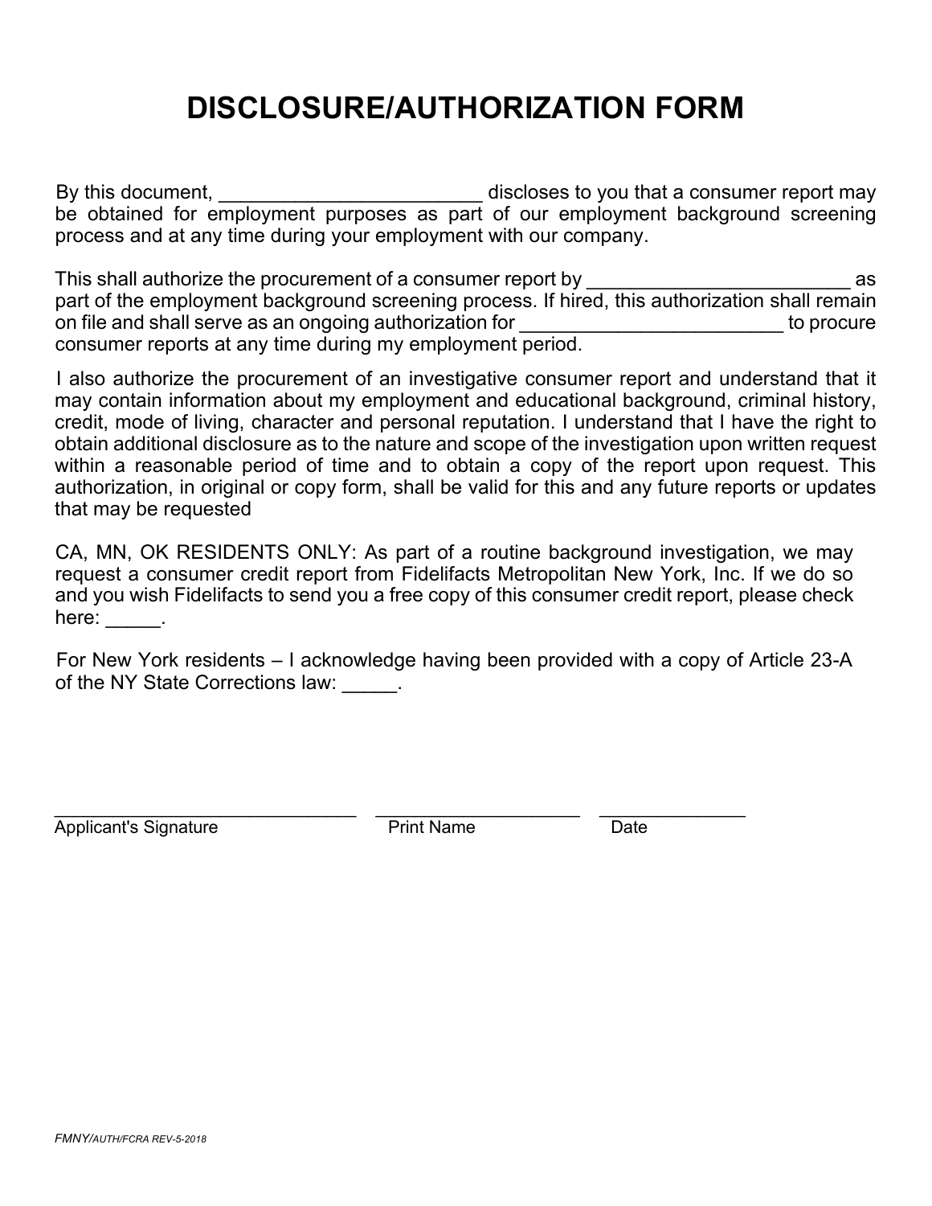# DISCLOSURE/AUTHORIZATION FORM

By this document, ________________________ discloses to you that a consumer report may be obtained for employment purposes as part of our employment background screening process and at any time during your employment with our company.

This shall authorize the procurement of a consumer report by ________________________ as part of the employment background screening process. If hired, this authorization shall remain on file and shall serve as an ongoing authorization for ________________________ to procure consumer reports at any time during my employment period.

I also authorize the procurement of an investigative consumer report and understand that it may contain information about my employment and educational background, criminal history, credit, mode of living, character and personal reputation. I understand that I have the right to obtain additional disclosure as to the nature and scope of the investigation upon written request within a reasonable period of time and to obtain a copy of the report upon request. This authorization, in original or copy form, shall be valid for this and any future reports or updates that may be requested

CA, MN, OK RESIDENTS ONLY: As part of a routine background investigation, we may request a consumer credit report from Fidelifacts Metropolitan New York, Inc. If we do so and you wish Fidelifacts to send you a free copy of this consumer credit report, please check here: _____.

For New York residents – I acknowledge having been provided with a copy of Article 23-A of the NY State Corrections law: _____.

______________________________ ____________________ ______________

Applicant's Signature Print Name Date

FMNY/AUTH/FCRA REV-5-2018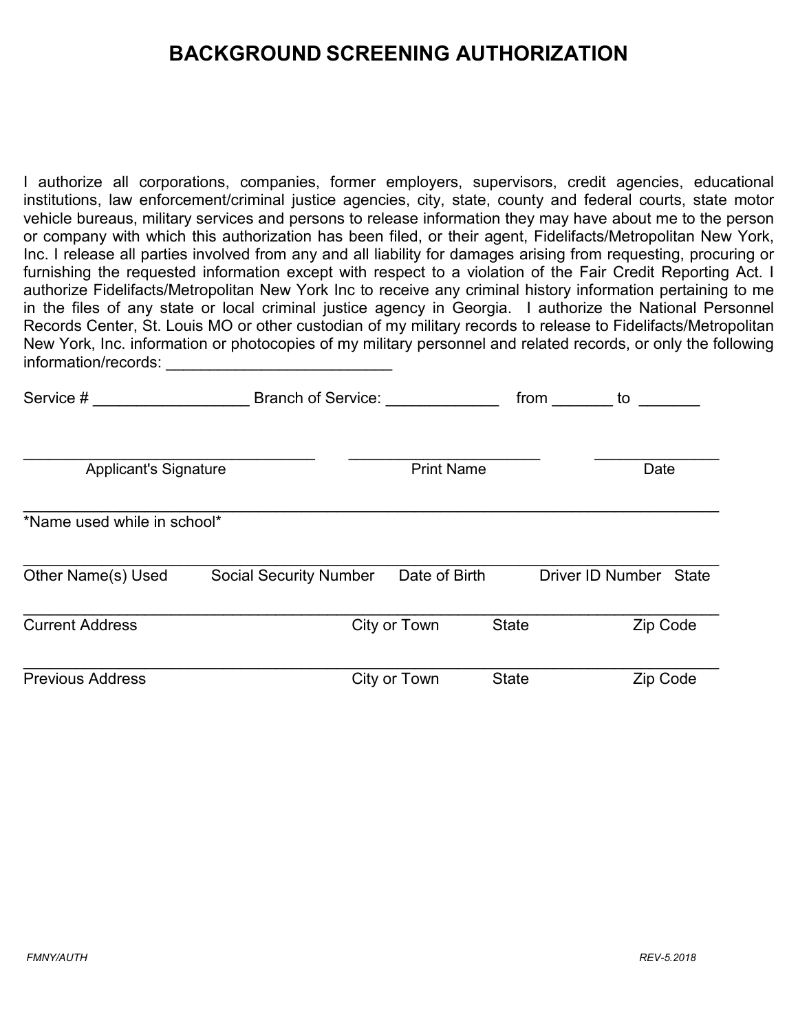# BACKGROUND SCREENING AUTHORIZATION

I authorize all corporations, companies, former employers, supervisors, credit agencies, educational institutions, law enforcement/criminal justice agencies, city, state, county and federal courts, state motor vehicle bureaus, military services and persons to release information they may have about me to the person or company with which this authorization has been filed, or their agent, Fidelifacts/Metropolitan New York, Inc. I release all parties involved from any and all liability for damages arising from requesting, procuring or furnishing the requested information except with respect to a violation of the Fair Credit Reporting Act. I authorize Fidelifacts/Metropolitan New York Inc to receive any criminal history information pertaining to me in the files of any state or local criminal justice agency in Georgia. I authorize the National Personnel Records Center, St. Louis MO or other custodian of my military records to release to Fidelifacts/Metropolitan New York, Inc. information or photocopies of my military personnel and related records, or only the following information/records: ___________________________

Service # __________________ Branch of Service: _____________ from _______ to _______

___________________________________ ______________________ _______________
Applicant's Signature Print Name Date

_______________________________________________________________________________
*Name used while in school*

_______________________________________________________________________________
Other Name(s) Used Social Security Number Date of Birth Driver ID Number State

_______________________________________________________________________________
Current Address City or Town State Zip Code

_______________________________________________________________________________
Previous Address City or Town State Zip Code

FMNY/AUTH REV-5.2018